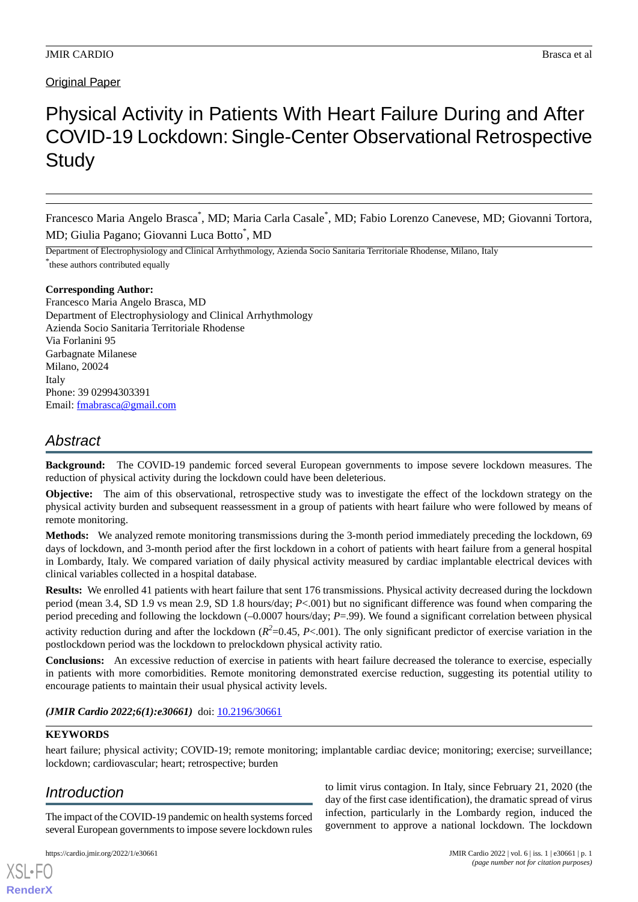Original Paper

# Physical Activity in Patients With Heart Failure During and After COVID-19 Lockdown: Single-Center Observational Retrospective Study

Francesco Maria Angelo Brasca*, MD; Maria Carla Casale*, MD; Fabio Lorenzo Canevese, MD; Giovanni Tortora, MD; Giulia Pagano; Giovanni Luca Botto*, MD

Department of Electrophysiology and Clinical Arrhythmology, Azienda Socio Sanitaria Territoriale Rhodense, Milano, Italy

*these authors contributed equally

**Corresponding Author:**
Francesco Maria Angelo Brasca, MD
Department of Electrophysiology and Clinical Arrhythmology
Azienda Socio Sanitaria Territoriale Rhodense
Via Forlanini 95
Garbagnate Milanese
Milano, 20024
Italy
Phone: 39 02994303391
Email: fmabrasca@gmail.com

## Abstract

**Background:** The COVID-19 pandemic forced several European governments to impose severe lockdown measures. The reduction of physical activity during the lockdown could have been deleterious.

**Objective:** The aim of this observational, retrospective study was to investigate the effect of the lockdown strategy on the physical activity burden and subsequent reassessment in a group of patients with heart failure who were followed by means of remote monitoring.

**Methods:** We analyzed remote monitoring transmissions during the 3-month period immediately preceding the lockdown, 69 days of lockdown, and 3-month period after the first lockdown in a cohort of patients with heart failure from a general hospital in Lombardy, Italy. We compared variation of daily physical activity measured by cardiac implantable electrical devices with clinical variables collected in a hospital database.

**Results:** We enrolled 41 patients with heart failure that sent 176 transmissions. Physical activity decreased during the lockdown period (mean 3.4, SD 1.9 vs mean 2.9, SD 1.8 hours/day; $P$<.001) but no significant difference was found when comparing the period preceding and following the lockdown (–0.0007 hours/day; $P$=.99). We found a significant correlation between physical activity reduction during and after the lockdown ($R^2$=0.45, $P$<.001). The only significant predictor of exercise variation in the postlockdown period was the lockdown to prelockdown physical activity ratio.

**Conclusions:** An excessive reduction of exercise in patients with heart failure decreased the tolerance to exercise, especially in patients with more comorbidities. Remote monitoring demonstrated exercise reduction, suggesting its potential utility to encourage patients to maintain their usual physical activity levels.

***(JMIR Cardio 2022;6(1):e30661)*** doi: 10.2196/30661

**KEYWORDS**

heart failure; physical activity; COVID-19; remote monitoring; implantable cardiac device; monitoring; exercise; surveillance; lockdown; cardiovascular; heart; retrospective; burden

## Introduction

The impact of the COVID-19 pandemic on health systems forced several European governments to impose severe lockdown rules to limit virus contagion. In Italy, since February 21, 2020 (the day of the first case identification), the dramatic spread of virus infection, particularly in the Lombardy region, induced the government to approve a national lockdown. The lockdown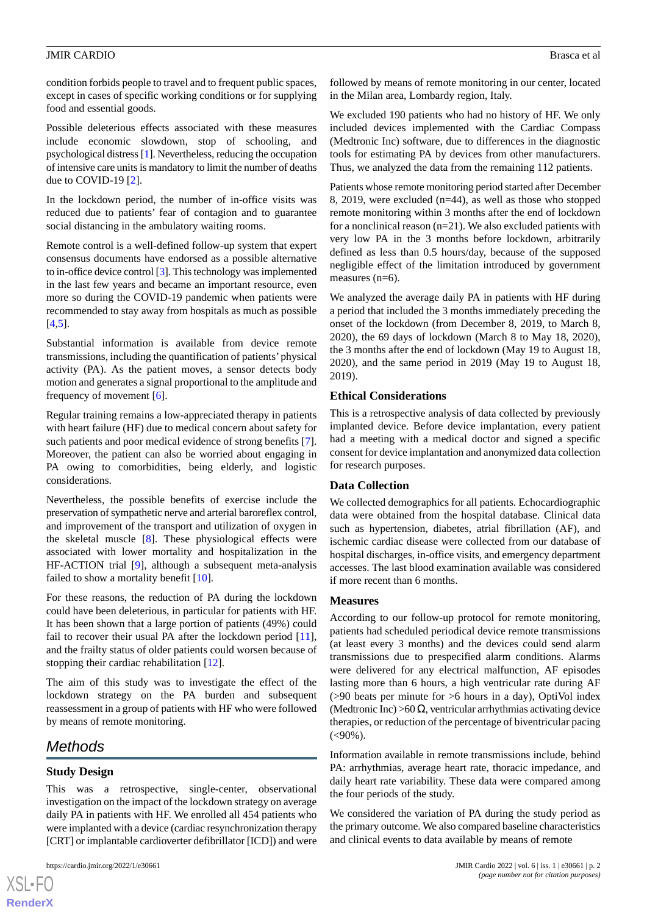condition forbids people to travel and to frequent public spaces, except in cases of specific working conditions or for supplying food and essential goods.

Possible deleterious effects associated with these measures include economic slowdown, stop of schooling, and psychological distress [1]. Nevertheless, reducing the occupation of intensive care units is mandatory to limit the number of deaths due to COVID-19 [2].

In the lockdown period, the number of in-office visits was reduced due to patients' fear of contagion and to guarantee social distancing in the ambulatory waiting rooms.

Remote control is a well-defined follow-up system that expert consensus documents have endorsed as a possible alternative to in-office device control [3]. This technology was implemented in the last few years and became an important resource, even more so during the COVID-19 pandemic when patients were recommended to stay away from hospitals as much as possible [4,5].

Substantial information is available from device remote transmissions, including the quantification of patients' physical activity (PA). As the patient moves, a sensor detects body motion and generates a signal proportional to the amplitude and frequency of movement [6].

Regular training remains a low-appreciated therapy in patients with heart failure (HF) due to medical concern about safety for such patients and poor medical evidence of strong benefits [7]. Moreover, the patient can also be worried about engaging in PA owing to comorbidities, being elderly, and logistic considerations.

Nevertheless, the possible benefits of exercise include the preservation of sympathetic nerve and arterial baroreflex control, and improvement of the transport and utilization of oxygen in the skeletal muscle [8]. These physiological effects were associated with lower mortality and hospitalization in the HF-ACTION trial [9], although a subsequent meta-analysis failed to show a mortality benefit [10].

For these reasons, the reduction of PA during the lockdown could have been deleterious, in particular for patients with HF. It has been shown that a large portion of patients (49%) could fail to recover their usual PA after the lockdown period [11], and the frailty status of older patients could worsen because of stopping their cardiac rehabilitation [12].

The aim of this study was to investigate the effect of the lockdown strategy on the PA burden and subsequent reassessment in a group of patients with HF who were followed by means of remote monitoring.

## Methods

### Study Design

This was a retrospective, single-center, observational investigation on the impact of the lockdown strategy on average daily PA in patients with HF. We enrolled all 454 patients who were implanted with a device (cardiac resynchronization therapy [CRT] or implantable cardioverter defibrillator [ICD]) and were followed by means of remote monitoring in our center, located in the Milan area, Lombardy region, Italy.

We excluded 190 patients who had no history of HF. We only included devices implemented with the Cardiac Compass (Medtronic Inc) software, due to differences in the diagnostic tools for estimating PA by devices from other manufacturers. Thus, we analyzed the data from the remaining 112 patients.

Patients whose remote monitoring period started after December 8, 2019, were excluded (n=44), as well as those who stopped remote monitoring within 3 months after the end of lockdown for a nonclinical reason (n=21). We also excluded patients with very low PA in the 3 months before lockdown, arbitrarily defined as less than 0.5 hours/day, because of the supposed negligible effect of the limitation introduced by government measures (n=6).

We analyzed the average daily PA in patients with HF during a period that included the 3 months immediately preceding the onset of the lockdown (from December 8, 2019, to March 8, 2020), the 69 days of lockdown (March 8 to May 18, 2020), the 3 months after the end of lockdown (May 19 to August 18, 2020), and the same period in 2019 (May 19 to August 18, 2019).

### Ethical Considerations

This is a retrospective analysis of data collected by previously implanted device. Before device implantation, every patient had a meeting with a medical doctor and signed a specific consent for device implantation and anonymized data collection for research purposes.

### Data Collection

We collected demographics for all patients. Echocardiographic data were obtained from the hospital database. Clinical data such as hypertension, diabetes, atrial fibrillation (AF), and ischemic cardiac disease were collected from our database of hospital discharges, in-office visits, and emergency department accesses. The last blood examination available was considered if more recent than 6 months.

### Measures

According to our follow-up protocol for remote monitoring, patients had scheduled periodical device remote transmissions (at least every 3 months) and the devices could send alarm transmissions due to prespecified alarm conditions. Alarms were delivered for any electrical malfunction, AF episodes lasting more than 6 hours, a high ventricular rate during AF (>90 beats per minute for >6 hours in a day), OptiVol index (Medtronic Inc) >60 Ω, ventricular arrhythmias activating device therapies, or reduction of the percentage of biventricular pacing (<90%).

Information available in remote transmissions include, behind PA: arrhythmias, average heart rate, thoracic impedance, and daily heart rate variability. These data were compared among the four periods of the study.

We considered the variation of PA during the study period as the primary outcome. We also compared baseline characteristics and clinical events to data available by means of remote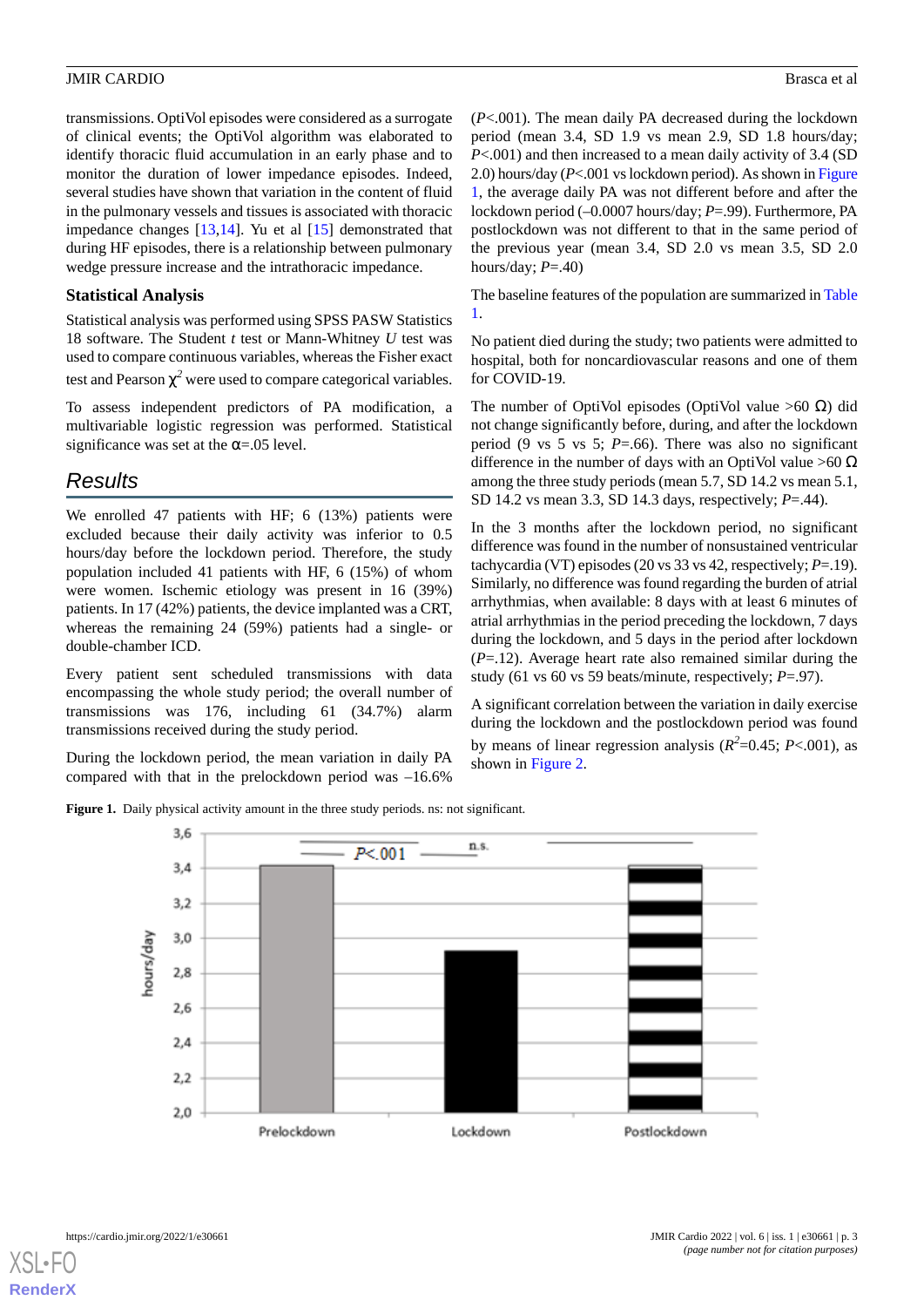transmissions. OptiVol episodes were considered as a surrogate of clinical events; the OptiVol algorithm was elaborated to identify thoracic fluid accumulation in an early phase and to monitor the duration of lower impedance episodes. Indeed, several studies have shown that variation in the content of fluid in the pulmonary vessels and tissues is associated with thoracic impedance changes [13,14]. Yu et al [15] demonstrated that during HF episodes, there is a relationship between pulmonary wedge pressure increase and the intrathoracic impedance.

### Statistical Analysis

Statistical analysis was performed using SPSS PASW Statistics 18 software. The Student *t* test or Mann-Whitney *U* test was used to compare continuous variables, whereas the Fisher exact test and Pearson $\chi^2$ were used to compare categorical variables.

To assess independent predictors of PA modification, a multivariable logistic regression was performed. Statistical significance was set at the $\alpha$=.05 level.

## Results

We enrolled 47 patients with HF; 6 (13%) patients were excluded because their daily activity was inferior to 0.5 hours/day before the lockdown period. Therefore, the study population included 41 patients with HF, 6 (15%) of whom were women. Ischemic etiology was present in 16 (39%) patients. In 17 (42%) patients, the device implanted was a CRT, whereas the remaining 24 (59%) patients had a single- or double-chamber ICD.

Every patient sent scheduled transmissions with data encompassing the whole study period; the overall number of transmissions was 176, including 61 (34.7%) alarm transmissions received during the study period.

During the lockdown period, the mean variation in daily PA compared with that in the prelockdown period was –16.6% ($P$<.001). The mean daily PA decreased during the lockdown period (mean 3.4, SD 1.9 vs mean 2.9, SD 1.8 hours/day; $P$<.001) and then increased to a mean daily activity of 3.4 (SD 2.0) hours/day ($P$<.001 vs lockdown period). As shown in Figure 1, the average daily PA was not different before and after the lockdown period (–0.0007 hours/day; $P$=.99). Furthermore, PA postlockdown was not different to that in the same period of the previous year (mean 3.4, SD 2.0 vs mean 3.5, SD 2.0 hours/day; $P$=.40)

The baseline features of the population are summarized in Table 1.

No patient died during the study; two patients were admitted to hospital, both for noncardiovascular reasons and one of them for COVID-19.

The number of OptiVol episodes (OptiVol value >60 Ω) did not change significantly before, during, and after the lockdown period (9 vs 5 vs 5; $P$=.66). There was also no significant difference in the number of days with an OptiVol value >60 Ω among the three study periods (mean 5.7, SD 14.2 vs mean 5.1, SD 14.2 vs mean 3.3, SD 14.3 days, respectively; $P$=.44).

In the 3 months after the lockdown period, no significant difference was found in the number of nonsustained ventricular tachycardia (VT) episodes (20 vs 33 vs 42, respectively; $P$=.19). Similarly, no difference was found regarding the burden of atrial arrhythmias, when available: 8 days with at least 6 minutes of atrial arrhythmias in the period preceding the lockdown, 7 days during the lockdown, and 5 days in the period after lockdown ($P$=.12). Average heart rate also remained similar during the study (61 vs 60 vs 59 beats/minute, respectively; $P$=.97).

A significant correlation between the variation in daily exercise during the lockdown and the postlockdown period was found by means of linear regression analysis ($R^2$=0.45; $P$<.001), as shown in Figure 2.

**Figure 1.** Daily physical activity amount in the three study periods. ns: not significant.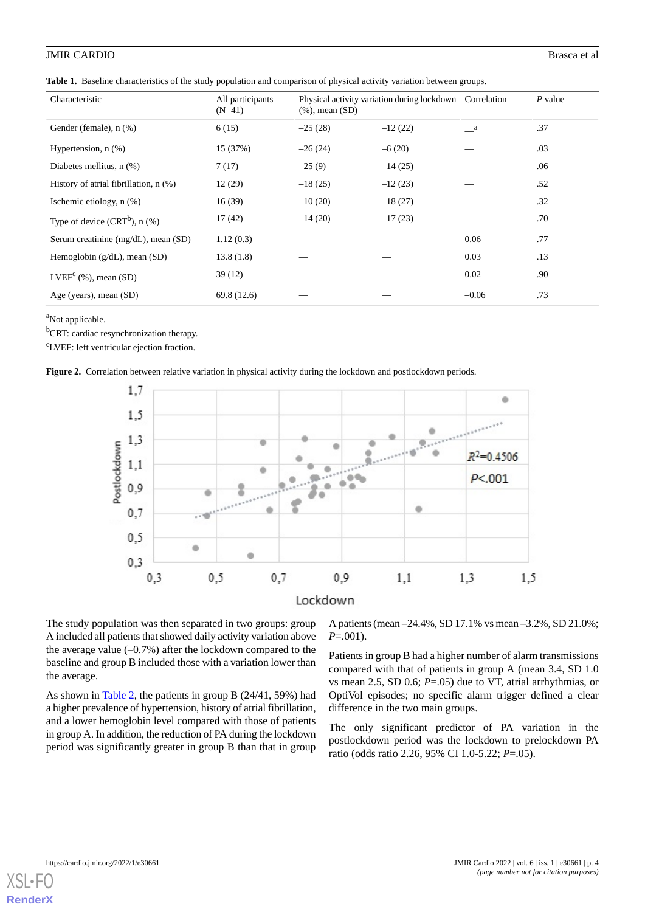**Table 1.** Baseline characteristics of the study population and comparison of physical activity variation between groups.

| Characteristic | All participants (N=41) | Physical activity variation during lockdown (%), mean (SD) | | Correlation | *P* value |
|---|---|---|---|---|---|
| Gender (female), n (%) | 6 (15) | –25 (28) | –12 (22) | —[a] | .37 |
| Hypertension, n (%) | 15 (37%) | –26 (24) | –6 (20) | — | .03 |
| Diabetes mellitus, n (%) | 7 (17) | –25 (9) | –14 (25) | — | .06 |
| History of atrial fibrillation, n (%) | 12 (29) | –18 (25) | –12 (23) | — | .52 |
| Ischemic etiology, n (%) | 16 (39) | –10 (20) | –18 (27) | — | .32 |
| Type of device (CRT[b]), n (%) | 17 (42) | –14 (20) | –17 (23) | — | .70 |
| Serum creatinine (mg/dL), mean (SD) | 1.12 (0.3) | — | — | 0.06 | .77 |
| Hemoglobin (g/dL), mean (SD) | 13.8 (1.8) | — | — | 0.03 | .13 |
| LVEF[c] (%), mean (SD) | 39 (12) | — | — | 0.02 | .90 |
| Age (years), mean (SD) | 69.8 (12.6) | — | — | –0.06 | .73 |

[a]Not applicable.

[b]CRT: cardiac resynchronization therapy.

[c]LVEF: left ventricular ejection fraction.

**Figure 2.** Correlation between relative variation in physical activity during the lockdown and postlockdown periods.

The study population was then separated in two groups: group A included all patients that showed daily activity variation above the average value (–0.7%) after the lockdown compared to the baseline and group B included those with a variation lower than the average.

As shown in Table 2, the patients in group B (24/41, 59%) had a higher prevalence of hypertension, history of atrial fibrillation, and a lower hemoglobin level compared with those of patients in group A. In addition, the reduction of PA during the lockdown period was significantly greater in group B than that in group A patients (mean –24.4%, SD 17.1% vs mean –3.2%, SD 21.0%; *P*=.001).

Patients in group B had a higher number of alarm transmissions compared with that of patients in group A (mean 3.4, SD 1.0 vs mean 2.5, SD 0.6; *P*=.05) due to VT, atrial arrhythmias, or OptiVol episodes; no specific alarm trigger defined a clear difference in the two main groups.

The only significant predictor of PA variation in the postlockdown period was the lockdown to prelockdown PA ratio (odds ratio 2.26, 95% CI 1.0-5.22; *P*=.05).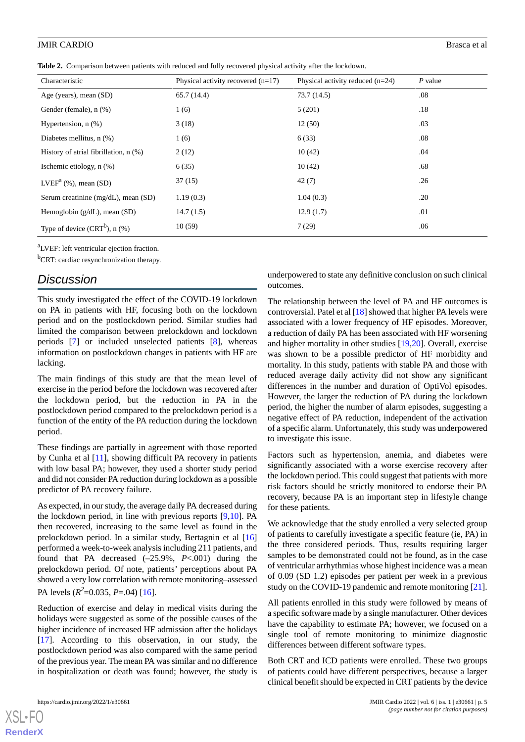**Table 2.** Comparison between patients with reduced and fully recovered physical activity after the lockdown.

| Characteristic | Physical activity recovered (n=17) | Physical activity reduced (n=24) | *P* value |
|---|---|---|---|
| Age (years), mean (SD) | 65.7 (14.4) | 73.7 (14.5) | .08 |
| Gender (female), n (%) | 1 (6) | 5 (201) | .18 |
| Hypertension, n (%) | 3 (18) | 12 (50) | .03 |
| Diabetes mellitus, n (%) | 1 (6) | 6 (33) | .08 |
| History of atrial fibrillation, n (%) | 2 (12) | 10 (42) | .04 |
| Ischemic etiology, n (%) | 6 (35) | 10 (42) | .68 |
| LVEF[a] (%), mean (SD) | 37 (15) | 42 (7) | .26 |
| Serum creatinine (mg/dL), mean (SD) | 1.19 (0.3) | 1.04 (0.3) | .20 |
| Hemoglobin (g/dL), mean (SD) | 14.7 (1.5) | 12.9 (1.7) | .01 |
| Type of device (CRT[b]), n (%) | 10 (59) | 7 (29) | .06 |

[a]LVEF: left ventricular ejection fraction.

[b]CRT: cardiac resynchronization therapy.

## Discussion

This study investigated the effect of the COVID-19 lockdown on PA in patients with HF, focusing both on the lockdown period and on the postlockdown period. Similar studies had limited the comparison between prelockdown and lockdown periods [7] or included unselected patients [8], whereas information on postlockdown changes in patients with HF are lacking.

The main findings of this study are that the mean level of exercise in the period before the lockdown was recovered after the lockdown period, but the reduction in PA in the postlockdown period compared to the prelockdown period is a function of the entity of the PA reduction during the lockdown period.

These findings are partially in agreement with those reported by Cunha et al [11], showing difficult PA recovery in patients with low basal PA; however, they used a shorter study period and did not consider PA reduction during lockdown as a possible predictor of PA recovery failure.

As expected, in our study, the average daily PA decreased during the lockdown period, in line with previous reports [9,10]. PA then recovered, increasing to the same level as found in the prelockdown period. In a similar study, Bertagnin et al [16] performed a week-to-week analysis including 211 patients, and found that PA decreased (–25.9%, $P<.001$) during the prelockdown period. Of note, patients' perceptions about PA showed a very low correlation with remote monitoring–assessed PA levels ($R^2$=0.035, $P$=.04) [16].

Reduction of exercise and delay in medical visits during the holidays were suggested as some of the possible causes of the higher incidence of increased HF admission after the holidays [17]. According to this observation, in our study, the postlockdown period was also compared with the same period of the previous year. The mean PA was similar and no difference in hospitalization or death was found; however, the study is underpowered to state any definitive conclusion on such clinical outcomes.

The relationship between the level of PA and HF outcomes is controversial. Patel et al [18] showed that higher PA levels were associated with a lower frequency of HF episodes. Moreover, a reduction of daily PA has been associated with HF worsening and higher mortality in other studies [19,20]. Overall, exercise was shown to be a possible predictor of HF morbidity and mortality. In this study, patients with stable PA and those with reduced average daily activity did not show any significant differences in the number and duration of OptiVol episodes. However, the larger the reduction of PA during the lockdown period, the higher the number of alarm episodes, suggesting a negative effect of PA reduction, independent of the activation of a specific alarm. Unfortunately, this study was underpowered to investigate this issue.

Factors such as hypertension, anemia, and diabetes were significantly associated with a worse exercise recovery after the lockdown period. This could suggest that patients with more risk factors should be strictly monitored to endorse their PA recovery, because PA is an important step in lifestyle change for these patients.

We acknowledge that the study enrolled a very selected group of patients to carefully investigate a specific feature (ie, PA) in the three considered periods. Thus, results requiring larger samples to be demonstrated could not be found, as in the case of ventricular arrhythmias whose highest incidence was a mean of 0.09 (SD 1.2) episodes per patient per week in a previous study on the COVID-19 pandemic and remote monitoring [21].

All patients enrolled in this study were followed by means of a specific software made by a single manufacturer. Other devices have the capability to estimate PA; however, we focused on a single tool of remote monitoring to minimize diagnostic differences between different software types.

Both CRT and ICD patients were enrolled. These two groups of patients could have different perspectives, because a larger clinical benefit should be expected in CRT patients by the device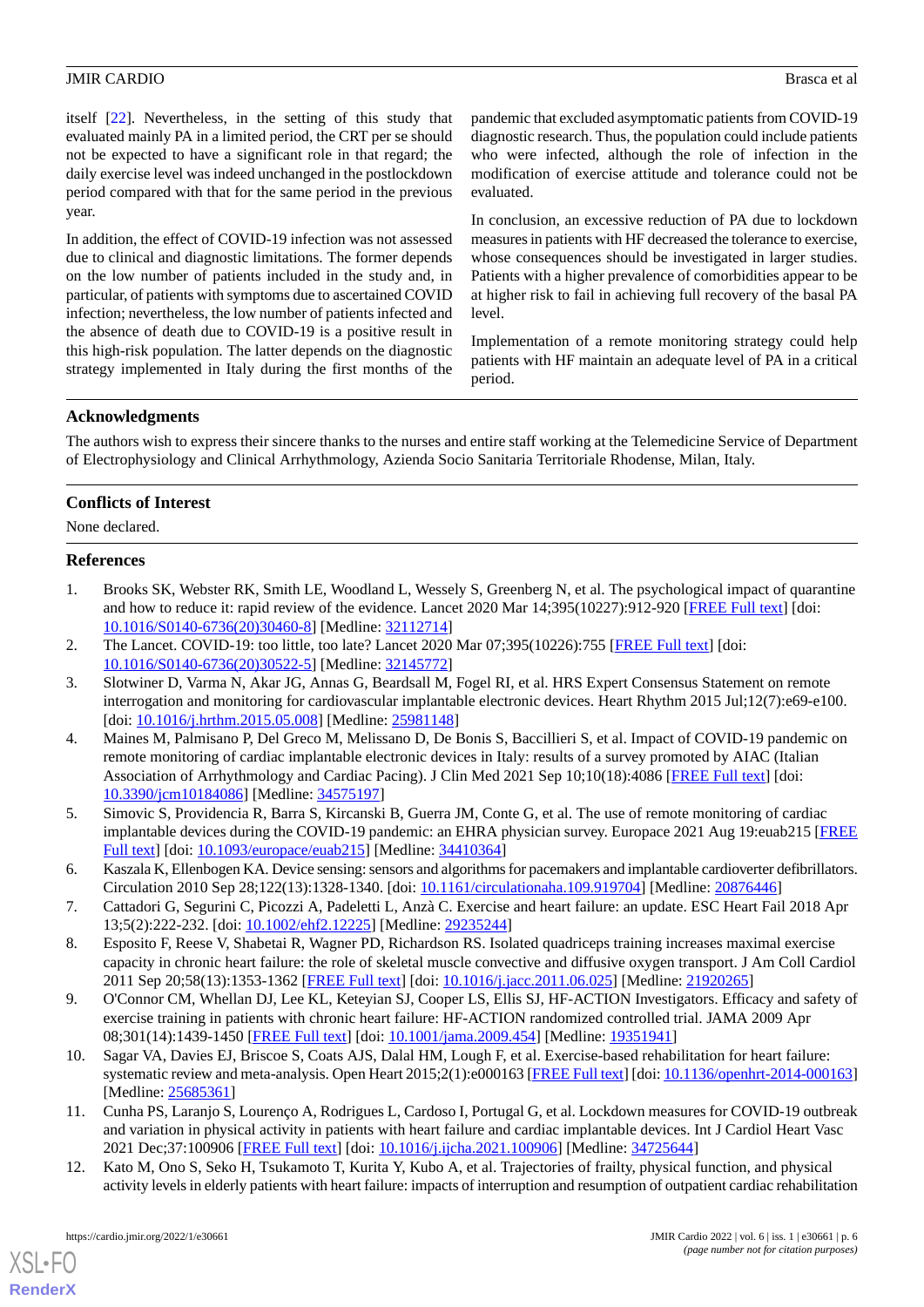itself [22]. Nevertheless, in the setting of this study that evaluated mainly PA in a limited period, the CRT per se should not be expected to have a significant role in that regard; the daily exercise level was indeed unchanged in the postlockdown period compared with that for the same period in the previous year.

In addition, the effect of COVID-19 infection was not assessed due to clinical and diagnostic limitations. The former depends on the low number of patients included in the study and, in particular, of patients with symptoms due to ascertained COVID infection; nevertheless, the low number of patients infected and the absence of death due to COVID-19 is a positive result in this high-risk population. The latter depends on the diagnostic strategy implemented in Italy during the first months of the pandemic that excluded asymptomatic patients from COVID-19 diagnostic research. Thus, the population could include patients who were infected, although the role of infection in the modification of exercise attitude and tolerance could not be evaluated.

In conclusion, an excessive reduction of PA due to lockdown measures in patients with HF decreased the tolerance to exercise, whose consequences should be investigated in larger studies. Patients with a higher prevalence of comorbidities appear to be at higher risk to fail in achieving full recovery of the basal PA level.

Implementation of a remote monitoring strategy could help patients with HF maintain an adequate level of PA in a critical period.

## Acknowledgments

The authors wish to express their sincere thanks to the nurses and entire staff working at the Telemedicine Service of Department of Electrophysiology and Clinical Arrhythmology, Azienda Socio Sanitaria Territoriale Rhodense, Milan, Italy.

## Conflicts of Interest

None declared.

## References

1. Brooks SK, Webster RK, Smith LE, Woodland L, Wessely S, Greenberg N, et al. The psychological impact of quarantine and how to reduce it: rapid review of the evidence. Lancet 2020 Mar 14;395(10227):912-920 [FREE Full text] [doi: 10.1016/S0140-6736(20)30460-8] [Medline: 32112714]
2. The Lancet. COVID-19: too little, too late? Lancet 2020 Mar 07;395(10226):755 [FREE Full text] [doi: 10.1016/S0140-6736(20)30522-5] [Medline: 32145772]
3. Slotwiner D, Varma N, Akar JG, Annas G, Beardsall M, Fogel RI, et al. HRS Expert Consensus Statement on remote interrogation and monitoring for cardiovascular implantable electronic devices. Heart Rhythm 2015 Jul;12(7):e69-e100. [doi: 10.1016/j.hrthm.2015.05.008] [Medline: 25981148]
4. Maines M, Palmisano P, Del Greco M, Melissano D, De Bonis S, Baccillieri S, et al. Impact of COVID-19 pandemic on remote monitoring of cardiac implantable electronic devices in Italy: results of a survey promoted by AIAC (Italian Association of Arrhythmology and Cardiac Pacing). J Clin Med 2021 Sep 10;10(18):4086 [FREE Full text] [doi: 10.3390/jcm10184086] [Medline: 34575197]
5. Simovic S, Providencia R, Barra S, Kircanski B, Guerra JM, Conte G, et al. The use of remote monitoring of cardiac implantable devices during the COVID-19 pandemic: an EHRA physician survey. Europace 2021 Aug 19:euab215 [FREE Full text] [doi: 10.1093/europace/euab215] [Medline: 34410364]
6. Kaszala K, Ellenbogen KA. Device sensing: sensors and algorithms for pacemakers and implantable cardioverter defibrillators. Circulation 2010 Sep 28;122(13):1328-1340. [doi: 10.1161/circulationaha.109.919704] [Medline: 20876446]
7. Cattadori G, Segurini C, Picozzi A, Padeletti L, Anzà C. Exercise and heart failure: an update. ESC Heart Fail 2018 Apr 13;5(2):222-232. [doi: 10.1002/ehf2.12225] [Medline: 29235244]
8. Esposito F, Reese V, Shabetai R, Wagner PD, Richardson RS. Isolated quadriceps training increases maximal exercise capacity in chronic heart failure: the role of skeletal muscle convective and diffusive oxygen transport. J Am Coll Cardiol 2011 Sep 20;58(13):1353-1362 [FREE Full text] [doi: 10.1016/j.jacc.2011.06.025] [Medline: 21920265]
9. O'Connor CM, Whellan DJ, Lee KL, Keteyian SJ, Cooper LS, Ellis SJ, HF-ACTION Investigators. Efficacy and safety of exercise training in patients with chronic heart failure: HF-ACTION randomized controlled trial. JAMA 2009 Apr 08;301(14):1439-1450 [FREE Full text] [doi: 10.1001/jama.2009.454] [Medline: 19351941]
10. Sagar VA, Davies EJ, Briscoe S, Coats AJS, Dalal HM, Lough F, et al. Exercise-based rehabilitation for heart failure: systematic review and meta-analysis. Open Heart 2015;2(1):e000163 [FREE Full text] [doi: 10.1136/openhrt-2014-000163] [Medline: 25685361]
11. Cunha PS, Laranjo S, Lourenço A, Rodrigues L, Cardoso I, Portugal G, et al. Lockdown measures for COVID-19 outbreak and variation in physical activity in patients with heart failure and cardiac implantable devices. Int J Cardiol Heart Vasc 2021 Dec;37:100906 [FREE Full text] [doi: 10.1016/j.ijcha.2021.100906] [Medline: 34725644]
12. Kato M, Ono S, Seko H, Tsukamoto T, Kurita Y, Kubo A, et al. Trajectories of frailty, physical function, and physical activity levels in elderly patients with heart failure: impacts of interruption and resumption of outpatient cardiac rehabilitation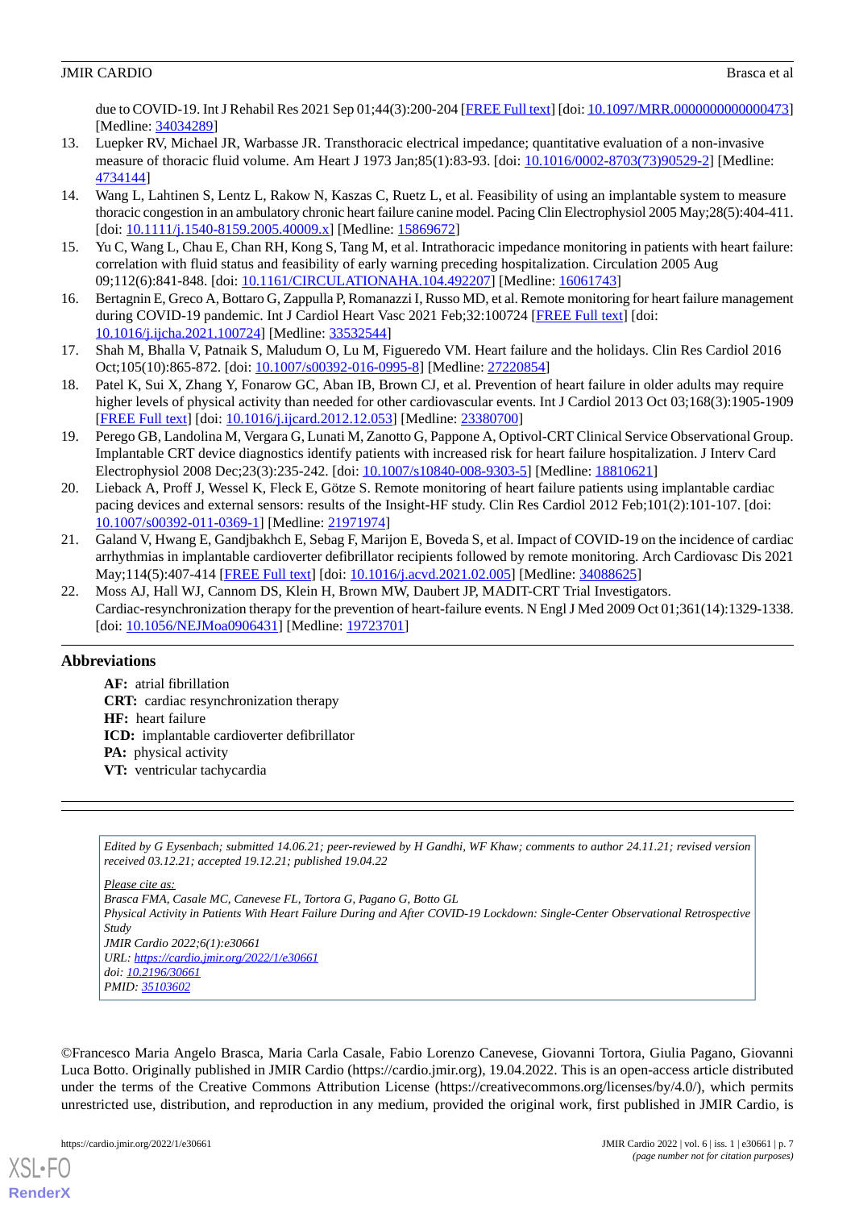due to COVID-19. Int J Rehabil Res 2021 Sep 01;44(3):200-204 [FREE Full text] [doi: 10.1097/MRR.0000000000000473] [Medline: 34034289]

13. Luepker RV, Michael JR, Warbasse JR. Transthoracic electrical impedance; quantitative evaluation of a non-invasive measure of thoracic fluid volume. Am Heart J 1973 Jan;85(1):83-93. [doi: 10.1016/0002-8703(73)90529-2] [Medline: 4734144]
14. Wang L, Lahtinen S, Lentz L, Rakow N, Kaszas C, Ruetz L, et al. Feasibility of using an implantable system to measure thoracic congestion in an ambulatory chronic heart failure canine model. Pacing Clin Electrophysiol 2005 May;28(5):404-411. [doi: 10.1111/j.1540-8159.2005.40009.x] [Medline: 15869672]
15. Yu C, Wang L, Chau E, Chan RH, Kong S, Tang M, et al. Intrathoracic impedance monitoring in patients with heart failure: correlation with fluid status and feasibility of early warning preceding hospitalization. Circulation 2005 Aug 09;112(6):841-848. [doi: 10.1161/CIRCULATIONAHA.104.492207] [Medline: 16061743]
16. Bertagnin E, Greco A, Bottaro G, Zappulla P, Romanazzi I, Russo MD, et al. Remote monitoring for heart failure management during COVID-19 pandemic. Int J Cardiol Heart Vasc 2021 Feb;32:100724 [FREE Full text] [doi: 10.1016/j.ijcha.2021.100724] [Medline: 33532544]
17. Shah M, Bhalla V, Patnaik S, Maludum O, Lu M, Figueredo VM. Heart failure and the holidays. Clin Res Cardiol 2016 Oct;105(10):865-872. [doi: 10.1007/s00392-016-0995-8] [Medline: 27220854]
18. Patel K, Sui X, Zhang Y, Fonarow GC, Aban IB, Brown CJ, et al. Prevention of heart failure in older adults may require higher levels of physical activity than needed for other cardiovascular events. Int J Cardiol 2013 Oct 03;168(3):1905-1909 [FREE Full text] [doi: 10.1016/j.ijcard.2012.12.053] [Medline: 23380700]
19. Perego GB, Landolina M, Vergara G, Lunati M, Zanotto G, Pappone A, Optivol-CRT Clinical Service Observational Group. Implantable CRT device diagnostics identify patients with increased risk for heart failure hospitalization. J Interv Card Electrophysiol 2008 Dec;23(3):235-242. [doi: 10.1007/s10840-008-9303-5] [Medline: 18810621]
20. Lieback A, Proff J, Wessel K, Fleck E, Götze S. Remote monitoring of heart failure patients using implantable cardiac pacing devices and external sensors: results of the Insight-HF study. Clin Res Cardiol 2012 Feb;101(2):101-107. [doi: 10.1007/s00392-011-0369-1] [Medline: 21971974]
21. Galand V, Hwang E, Gandjbakhch E, Sebag F, Marijon E, Boveda S, et al. Impact of COVID-19 on the incidence of cardiac arrhythmias in implantable cardioverter defibrillator recipients followed by remote monitoring. Arch Cardiovasc Dis 2021 May;114(5):407-414 [FREE Full text] [doi: 10.1016/j.acvd.2021.02.005] [Medline: 34088625]
22. Moss AJ, Hall WJ, Cannom DS, Klein H, Brown MW, Daubert JP, MADIT-CRT Trial Investigators. Cardiac-resynchronization therapy for the prevention of heart-failure events. N Engl J Med 2009 Oct 01;361(14):1329-1338. [doi: 10.1056/NEJMoa0906431] [Medline: 19723701]

## Abbreviations

**AF:** atrial fibrillation
**CRT:** cardiac resynchronization therapy
**HF:** heart failure
**ICD:** implantable cardioverter defibrillator
**PA:** physical activity
**VT:** ventricular tachycardia

---

*Edited by G Eysenbach; submitted 14.06.21; peer-reviewed by H Gandhi, WF Khaw; comments to author 24.11.21; revised version received 03.12.21; accepted 19.12.21; published 19.04.22*

*Please cite as:*
*Brasca FMA, Casale MC, Canevese FL, Tortora G, Pagano G, Botto GL*
*Physical Activity in Patients With Heart Failure During and After COVID-19 Lockdown: Single-Center Observational Retrospective Study*
*JMIR Cardio 2022;6(1):e30661*
*URL: https://cardio.jmir.org/2022/1/e30661*
*doi: 10.2196/30661*
*PMID: 35103602*

©Francesco Maria Angelo Brasca, Maria Carla Casale, Fabio Lorenzo Canevese, Giovanni Tortora, Giulia Pagano, Giovanni Luca Botto. Originally published in JMIR Cardio (https://cardio.jmir.org), 19.04.2022. This is an open-access article distributed under the terms of the Creative Commons Attribution License (https://creativecommons.org/licenses/by/4.0/), which permits unrestricted use, distribution, and reproduction in any medium, provided the original work, first published in JMIR Cardio, is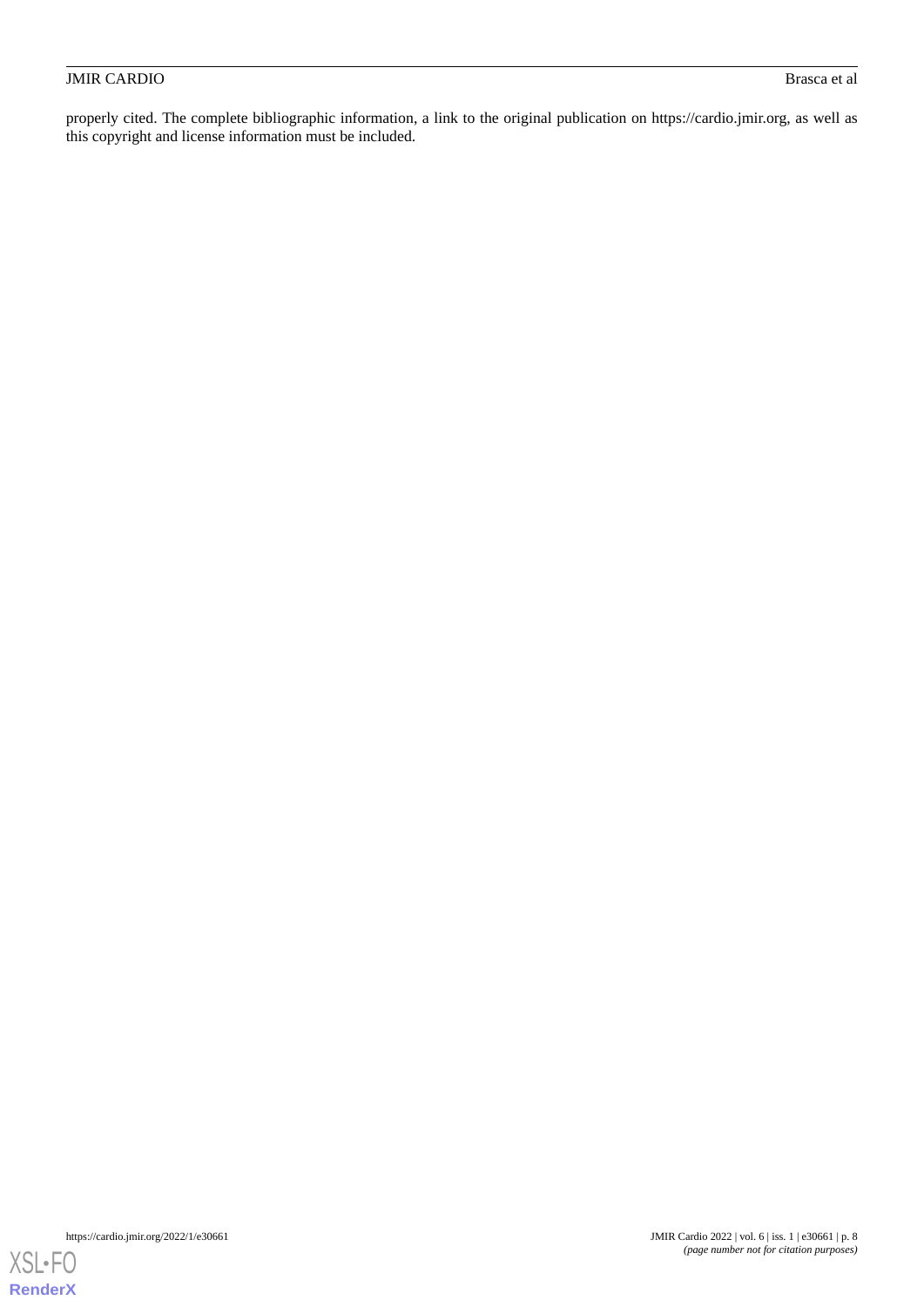properly cited. The complete bibliographic information, a link to the original publication on https://cardio.jmir.org, as well as this copyright and license information must be included.